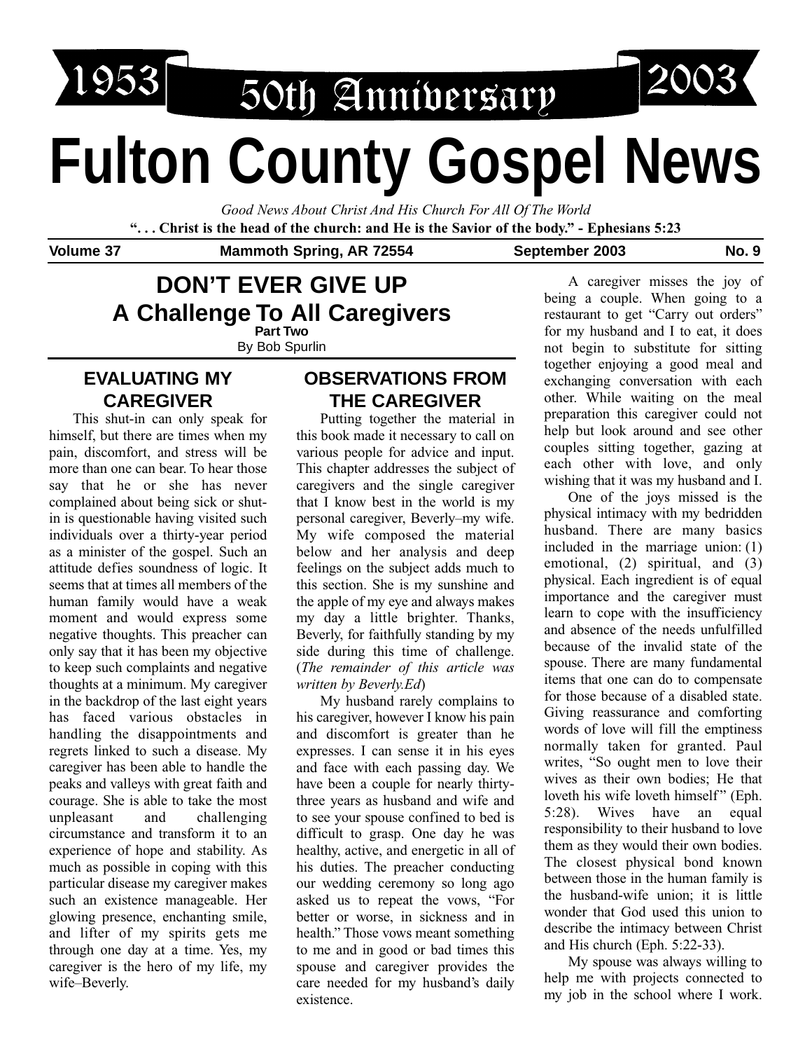1953 50th Anniversary 2003

# Fulton County Gospel News

*Good News About Christ And His Church For All Of The World*

**". . . Christ is the head of the church: and He is the Savior of the body." - Ephesians 5:23**

**Volume 37** **Mammoth Spring, AR 72554** **September 2003** **No. 9**

## DON'T EVER GIVE UP
## A Challenge To All Caregivers

**Part Two**

By Bob Spurlin

### EVALUATING MY CAREGIVER

This shut-in can only speak for himself, but there are times when my pain, discomfort, and stress will be more than one can bear. To hear those say that he or she has never complained about being sick or shut-in is questionable having visited such individuals over a thirty-year period as a minister of the gospel. Such an attitude defies soundness of logic. It seems that at times all members of the human family would have a weak moment and would express some negative thoughts. This preacher can only say that it has been my objective to keep such complaints and negative thoughts at a minimum. My caregiver in the backdrop of the last eight years has faced various obstacles in handling the disappointments and regrets linked to such a disease. My caregiver has been able to handle the peaks and valleys with great faith and courage. She is able to take the most unpleasant and challenging circumstance and transform it to an experience of hope and stability. As much as possible in coping with this particular disease my caregiver makes such an existence manageable. Her glowing presence, enchanting smile, and lifter of my spirits gets me through one day at a time. Yes, my caregiver is the hero of my life, my wife–Beverly.

### OBSERVATIONS FROM THE CAREGIVER

Putting together the material in this book made it necessary to call on various people for advice and input. This chapter addresses the subject of caregivers and the single caregiver that I know best in the world is my personal caregiver, Beverly–my wife. My wife composed the material below and her analysis and deep feelings on the subject adds much to this section. She is my sunshine and the apple of my eye and always makes my day a little brighter. Thanks, Beverly, for faithfully standing by my side during this time of challenge. (*The remainder of this article was written by Beverly.Ed*)

My husband rarely complains to his caregiver, however I know his pain and discomfort is greater than he expresses. I can sense it in his eyes and face with each passing day. We have been a couple for nearly thirty-three years as husband and wife and to see your spouse confined to bed is difficult to grasp. One day he was healthy, active, and energetic in all of his duties. The preacher conducting our wedding ceremony so long ago asked us to repeat the vows, "For better or worse, in sickness and in health." Those vows meant something to me and in good or bad times this spouse and caregiver provides the care needed for my husband's daily existence.

A caregiver misses the joy of being a couple. When going to a restaurant to get "Carry out orders" for my husband and I to eat, it does not begin to substitute for sitting together enjoying a good meal and exchanging conversation with each other. While waiting on the meal preparation this caregiver could not help but look around and see other couples sitting together, gazing at each other with love, and only wishing that it was my husband and I.

One of the joys missed is the physical intimacy with my bedridden husband. There are many basics included in the marriage union: (1) emotional, (2) spiritual, and (3) physical. Each ingredient is of equal importance and the caregiver must learn to cope with the insufficiency and absence of the needs unfulfilled because of the invalid state of the spouse. There are many fundamental items that one can do to compensate for those because of a disabled state. Giving reassurance and comforting words of love will fill the emptiness normally taken for granted. Paul writes, "So ought men to love their wives as their own bodies; He that loveth his wife loveth himself" (Eph. 5:28). Wives have an equal responsibility to their husband to love them as they would their own bodies. The closest physical bond known between those in the human family is the husband-wife union; it is little wonder that God used this union to describe the intimacy between Christ and His church (Eph. 5:22-33).

My spouse was always willing to help me with projects connected to my job in the school where I work.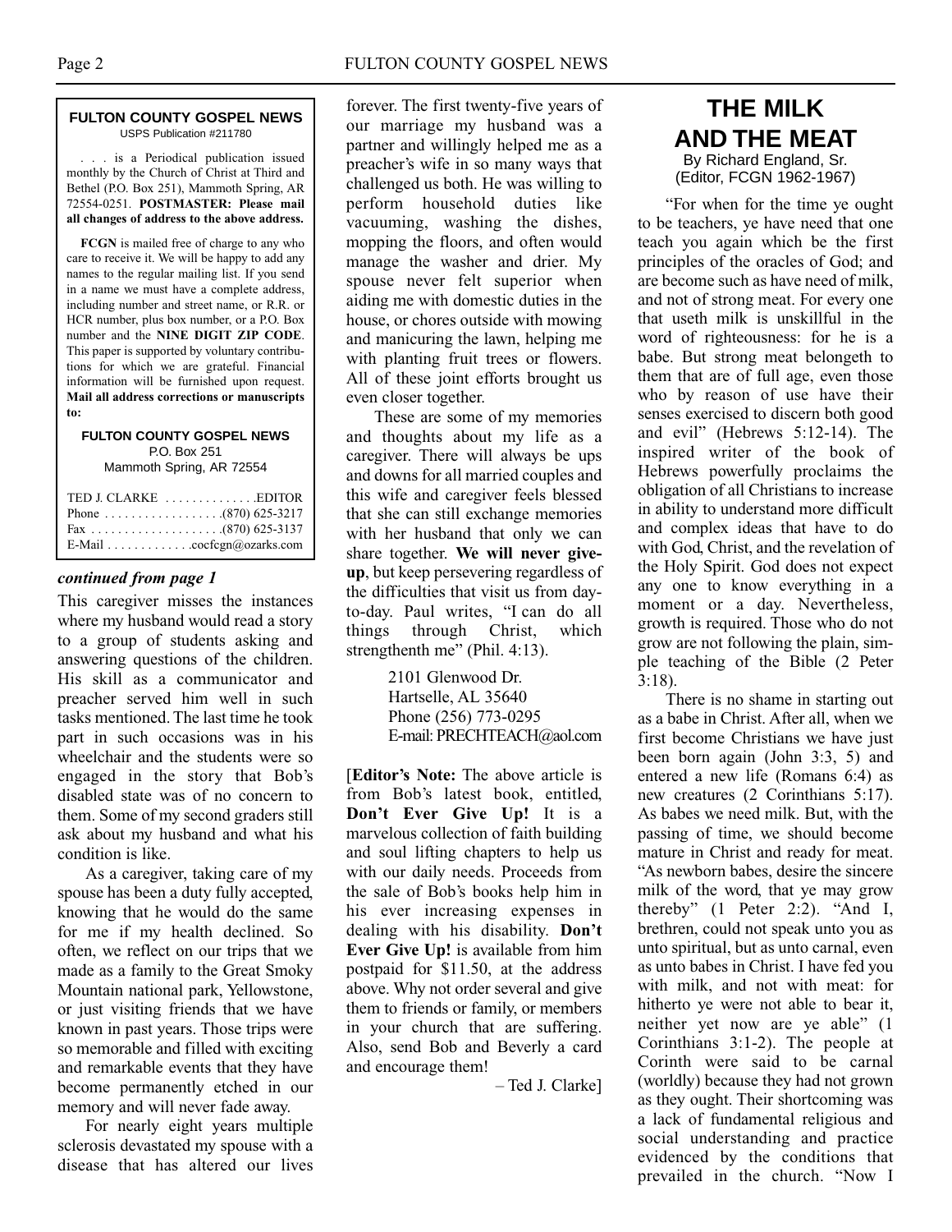**FULTON COUNTY GOSPEL NEWS**
USPS Publication #211780

. . . is a Periodical publication issued monthly by the Church of Christ at Third and Bethel (P.O. Box 251), Mammoth Spring, AR 72554-0251. **POSTMASTER: Please mail all changes of address to the above address.**

**FCGN** is mailed free of charge to any who care to receive it. We will be happy to add any names to the regular mailing list. If you send in a name we must have a complete address, including number and street name, or R.R. or HCR number, plus box number, or a P.O. Box number and the **NINE DIGIT ZIP CODE**. This paper is supported by voluntary contributions for which we are grateful. Financial information will be furnished upon request. **Mail all address corrections or manuscripts to:**

**FULTON COUNTY GOSPEL NEWS**
P.O. Box 251
Mammoth Spring, AR 72554

TED J. CLARKE . . . . . . . . . . . . . .EDITOR
Phone . . . . . . . . . . . . . . . . . .(870) 625-3217
Fax . . . . . . . . . . . . . . . . . . . .(870) 625-3137
E-Mail . . . . . . . . . . . . .cocfcgn@ozarks.com

***continued from page 1***

This caregiver misses the instances where my husband would read a story to a group of students asking and answering questions of the children. His skill as a communicator and preacher served him well in such tasks mentioned. The last time he took part in such occasions was in his wheelchair and the students were so engaged in the story that Bob's disabled state was of no concern to them. Some of my second graders still ask about my husband and what his condition is like.

As a caregiver, taking care of my spouse has been a duty fully accepted, knowing that he would do the same for me if my health declined. So often, we reflect on our trips that we made as a family to the Great Smoky Mountain national park, Yellowstone, or just visiting friends that we have known in past years. Those trips were so memorable and filled with exciting and remarkable events that they have become permanently etched in our memory and will never fade away.

For nearly eight years multiple sclerosis devastated my spouse with a disease that has altered our lives forever. The first twenty-five years of our marriage my husband was a partner and willingly helped me as a preacher's wife in so many ways that challenged us both. He was willing to perform household duties like vacuuming, washing the dishes, mopping the floors, and often would manage the washer and drier. My spouse never felt superior when aiding me with domestic duties in the house, or chores outside with mowing and manicuring the lawn, helping me with planting fruit trees or flowers. All of these joint efforts brought us even closer together.

These are some of my memories and thoughts about my life as a caregiver. There will always be ups and downs for all married couples and this wife and caregiver feels blessed that she can still exchange memories with her husband that only we can share together. **We will never give-up**, but keep persevering regardless of the difficulties that visit us from day-to-day. Paul writes, "I can do all things through Christ, which strengthenth me" (Phil. 4:13).

2101 Glenwood Dr.
Hartselle, AL 35640
Phone (256) 773-0295
E-mail: PRECHTEACH@aol.com

[**Editor's Note:** The above article is from Bob's latest book, entitled, **Don't Ever Give Up!** It is a marvelous collection of faith building and soul lifting chapters to help us with our daily needs. Proceeds from the sale of Bob's books help him in his ever increasing expenses in dealing with his disability. **Don't Ever Give Up!** is available from him postpaid for $11.50, at the address above. Why not order several and give them to friends or family, or members in your church that are suffering. Also, send Bob and Beverly a card and encourage them!

– Ted J. Clarke]

# THE MILK AND THE MEAT

By Richard England, Sr.
(Editor, FCGN 1962-1967)

"For when for the time ye ought to be teachers, ye have need that one teach you again which be the first principles of the oracles of God; and are become such as have need of milk, and not of strong meat. For every one that useth milk is unskillful in the word of righteousness: for he is a babe. But strong meat belongeth to them that are of full age, even those who by reason of use have their senses exercised to discern both good and evil" (Hebrews 5:12-14). The inspired writer of the book of Hebrews powerfully proclaims the obligation of all Christians to increase in ability to understand more difficult and complex ideas that have to do with God, Christ, and the revelation of the Holy Spirit. God does not expect any one to know everything in a moment or a day. Nevertheless, growth is required. Those who do not grow are not following the plain, simple teaching of the Bible (2 Peter 3:18).

There is no shame in starting out as a babe in Christ. After all, when we first become Christians we have just been born again (John 3:3, 5) and entered a new life (Romans 6:4) as new creatures (2 Corinthians 5:17). As babes we need milk. But, with the passing of time, we should become mature in Christ and ready for meat. "As newborn babes, desire the sincere milk of the word, that ye may grow thereby" (1 Peter 2:2). "And I, brethren, could not speak unto you as unto spiritual, but as unto carnal, even as unto babes in Christ. I have fed you with milk, and not with meat: for hitherto ye were not able to bear it, neither yet now are ye able" (1 Corinthians 3:1-2). The people at Corinth were said to be carnal (worldly) because they had not grown as they ought. Their shortcoming was a lack of fundamental religious and social understanding and practice evidenced by the conditions that prevailed in the church. "Now I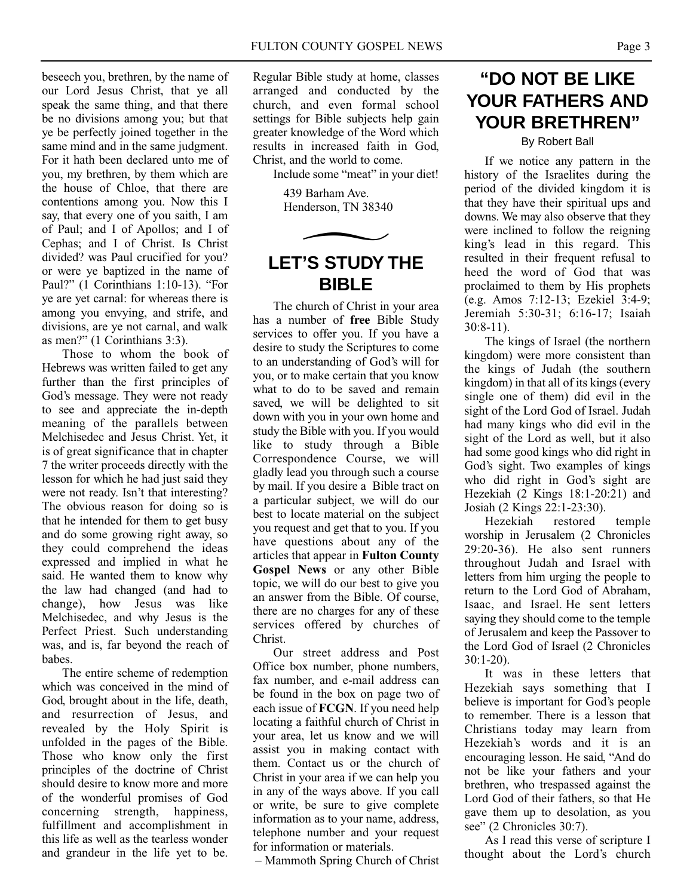beseech you, brethren, by the name of our Lord Jesus Christ, that ye all speak the same thing, and that there be no divisions among you; but that ye be perfectly joined together in the same mind and in the same judgment. For it hath been declared unto me of you, my brethren, by them which are the house of Chloe, that there are contentions among you. Now this I say, that every one of you saith, I am of Paul; and I of Apollos; and I of Cephas; and I of Christ. Is Christ divided? was Paul crucified for you? or were ye baptized in the name of Paul?" (1 Corinthians 1:10-13). "For ye are yet carnal: for whereas there is among you envying, and strife, and divisions, are ye not carnal, and walk as men?" (1 Corinthians 3:3).

Those to whom the book of Hebrews was written failed to get any further than the first principles of God's message. They were not ready to see and appreciate the in-depth meaning of the parallels between Melchisedec and Jesus Christ. Yet, it is of great significance that in chapter 7 the writer proceeds directly with the lesson for which he had just said they were not ready. Isn't that interesting? The obvious reason for doing so is that he intended for them to get busy and do some growing right away, so they could comprehend the ideas expressed and implied in what he said. He wanted them to know why the law had changed (and had to change), how Jesus was like Melchisedec, and why Jesus is the Perfect Priest. Such understanding was, and is, far beyond the reach of babes.

The entire scheme of redemption which was conceived in the mind of God, brought about in the life, death, and resurrection of Jesus, and revealed by the Holy Spirit is unfolded in the pages of the Bible. Those who know only the first principles of the doctrine of Christ should desire to know more and more of the wonderful promises of God concerning strength, happiness, fulfillment and accomplishment in this life as well as the tearless wonder and grandeur in the life yet to be. Regular Bible study at home, classes arranged and conducted by the church, and even formal school settings for Bible subjects help gain greater knowledge of the Word which results in increased faith in God, Christ, and the world to come.

Include some "meat" in your diet!

439 Barham Ave.
Henderson, TN 38340

# LET'S STUDY THE BIBLE

The church of Christ in your area has a number of **free** Bible Study services to offer you. If you have a desire to study the Scriptures to come to an understanding of God's will for you, or to make certain that you know what to do to be saved and remain saved, we will be delighted to sit down with you in your own home and study the Bible with you. If you would like to study through a Bible Correspondence Course, we will gladly lead you through such a course by mail. If you desire a Bible tract on a particular subject, we will do our best to locate material on the subject you request and get that to you. If you have questions about any of the articles that appear in **Fulton County Gospel News** or any other Bible topic, we will do our best to give you an answer from the Bible. Of course, there are no charges for any of these services offered by churches of Christ.

Our street address and Post Office box number, phone numbers, fax number, and e-mail address can be found in the box on page two of each issue of **FCGN**. If you need help locating a faithful church of Christ in your area, let us know and we will assist you in making contact with them. Contact us or the church of Christ in your area if we can help you in any of the ways above. If you call or write, be sure to give complete information as to your name, address, telephone number and your request for information or materials.

– Mammoth Spring Church of Christ

# "DO NOT BE LIKE YOUR FATHERS AND YOUR BRETHREN"

By Robert Ball

If we notice any pattern in the history of the Israelites during the period of the divided kingdom it is that they have their spiritual ups and downs. We may also observe that they were inclined to follow the reigning king's lead in this regard. This resulted in their frequent refusal to heed the word of God that was proclaimed to them by His prophets (e.g. Amos 7:12-13; Ezekiel 3:4-9; Jeremiah 5:30-31; 6:16-17; Isaiah 30:8-11).

The kings of Israel (the northern kingdom) were more consistent than the kings of Judah (the southern kingdom) in that all of its kings (every single one of them) did evil in the sight of the Lord God of Israel. Judah had many kings who did evil in the sight of the Lord as well, but it also had some good kings who did right in God's sight. Two examples of kings who did right in God's sight are Hezekiah (2 Kings 18:1-20:21) and Josiah (2 Kings 22:1-23:30).

Hezekiah restored temple worship in Jerusalem (2 Chronicles 29:20-36). He also sent runners throughout Judah and Israel with letters from him urging the people to return to the Lord God of Abraham, Isaac, and Israel. He sent letters saying they should come to the temple of Jerusalem and keep the Passover to the Lord God of Israel (2 Chronicles 30:1-20).

It was in these letters that Hezekiah says something that I believe is important for God's people to remember. There is a lesson that Christians today may learn from Hezekiah's words and it is an encouraging lesson. He said, "And do not be like your fathers and your brethren, who trespassed against the Lord God of their fathers, so that He gave them up to desolation, as you see" (2 Chronicles 30:7).

As I read this verse of scripture I thought about the Lord's church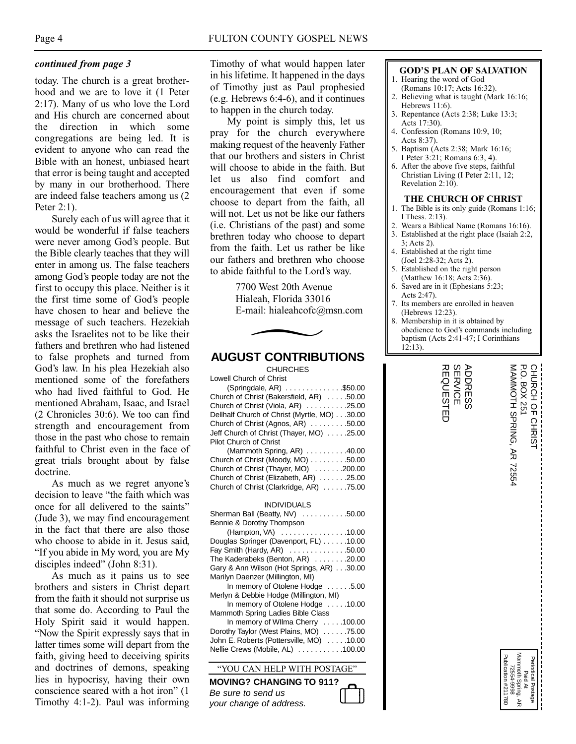*continued from page 3*

today. The church is a great brotherhood and we are to love it (1 Peter 2:17). Many of us who love the Lord and His church are concerned about the direction in which some congregations are being led. It is evident to anyone who can read the Bible with an honest, unbiased heart that error is being taught and accepted by many in our brotherhood. There are indeed false teachers among us (2 Peter 2:1).

Surely each of us will agree that it would be wonderful if false teachers were never among God's people. But the Bible clearly teaches that they will enter in among us. The false teachers among God's people today are not the first to occupy this place. Neither is it the first time some of God's people have chosen to hear and believe the message of such teachers. Hezekiah asks the Israelites not to be like their fathers and brethren who had listened to false prophets and turned from God's law. In his plea Hezekiah also mentioned some of the forefathers who had lived faithful to God. He mentioned Abraham, Isaac, and Israel (2 Chronicles 30:6). We too can find strength and encouragement from those in the past who chose to remain faithful to Christ even in the face of great trials brought about by false doctrine.

As much as we regret anyone's decision to leave "the faith which was once for all delivered to the saints" (Jude 3), we may find encouragement in the fact that there are also those who choose to abide in it. Jesus said, "If you abide in My word, you are My disciples indeed" (John 8:31).

As much as it pains us to see brothers and sisters in Christ depart from the faith it should not surprise us that some do. According to Paul the Holy Spirit said it would happen. "Now the Spirit expressly says that in latter times some will depart from the faith, giving heed to deceiving spirits and doctrines of demons, speaking lies in hypocrisy, having their own conscience seared with a hot iron" (1 Timothy 4:1-2). Paul was informing Timothy of what would happen later in his lifetime. It happened in the days of Timothy just as Paul prophesied (e.g. Hebrews 6:4-6), and it continues to happen in the church today.

My point is simply this, let us pray for the church everywhere making request of the heavenly Father that our brothers and sisters in Christ will choose to abide in the faith. But let us also find comfort and encouragement that even if some choose to depart from the faith, all will not. Let us not be like our fathers (i.e. Christians of the past) and some brethren today who choose to depart from the faith. Let us rather be like our fathers and brethren who choose to abide faithful to the Lord's way.

7700 West 20th Avenue
Hialeah, Florida 33016
E-mail: hialeahcofc@msn.com

## AUGUST CONTRIBUTIONS

CHURCHES

Lowell Church of Christ (Springdale, AR) . . . . . . . . . . . . . .$50.00
Church of Christ (Bakersfield, AR) . . . . .50.00
Church of Christ (Viola, AR) . . . . . . . . . .25.00
Dellhalf Church of Christ (Myrtle, MO) . . .30.00
Church of Christ (Agnos, AR) . . . . . . . . .50.00
Jeff Church of Christ (Thayer, MO) . . . . .25.00
Pilot Church of Christ (Mammoth Spring, AR) . . . . . . . . . .40.00
Church of Christ (Moody, MO) . . . . . . . . .50.00
Church of Christ (Thayer, MO) . . . . . . .200.00
Church of Christ (Elizabeth, AR) . . . . . . .25.00
Church of Christ (Clarkridge, AR) . . . . . .75.00

INDIVIDUALS

Sherman Ball (Beatty, NV) . . . . . . . . . . .50.00
Bennie & Dorothy Thompson (Hampton, VA) . . . . . . . . . . . . . . . .10.00
Douglas Springer (Davenport, FL) . . . . . .10.00
Fay Smith (Hardy, AR) . . . . . . . . . . . . . .50.00
The Kaderabeks (Benton, AR) . . . . . . . .20.00
Gary & Ann Wilson (Hot Springs, AR) . . .30.00
Marilyn Daenzer (Millington, MI) In memory of Otolene Hodge . . . . . .5.00
Merlyn & Debbie Hodge (Millington, MI) In memory of Otolene Hodge . . . . .10.00
Mammoth Spring Ladies Bible Class In memory of Wllma Cherry . . . . .100.00
Dorothy Taylor (West Plains, MO) . . . . . .75.00
John E. Roberts (Pottersville, MO) . . . . .10.00
Nellie Crews (Mobile, AL) . . . . . . . . . . .100.00

"YOU CAN HELP WITH POSTAGE"

**MOVING? CHANGING TO 911?**
*Be sure to send us your change of address.*

### GOD'S PLAN OF SALVATION

1. Hearing the word of God (Romans 10:17; Acts 16:32).
2. Believing what is taught (Mark 16:16; Hebrews 11:6).
3. Repentance (Acts 2:38; Luke 13:3; Acts 17:30).
4. Confession (Romans 10:9, 10; Acts 8:37).
5. Baptism (Acts 2:38; Mark 16:16; I Peter 3:21; Romans 6:3, 4).
6. After the above five steps, faithful Christian Living (I Peter 2:11, 12; Revelation 2:10).

### THE CHURCH OF CHRIST

1. The Bible is its only guide (Romans 1:16; I Thess. 2:13).
2. Wears a Biblical Name (Romans 16:16).
3. Established at the right place (Isaiah 2:2, 3; Acts 2).
4. Established at the right time (Joel 2:28-32; Acts 2).
5. Established on the right person (Matthew 16:18; Acts 2:36).
6. Saved are in it (Ephesians 5:23; Acts 2:47).
7. Its members are enrolled in heaven (Hebrews 12:23).
8. Membership in it is obtained by obedience to God's commands including baptism (Acts 2:41-47; I Corinthians 12:13).

CHURCH OF CHRIST
P.O. BOX 251
MAMMOTH SPRING, AR 72554

ADDRESS
SERVICE
REQUESTED

Periodical Postage
Paid At
Mammoth Spring, AR
72554-9998
Publication #211780